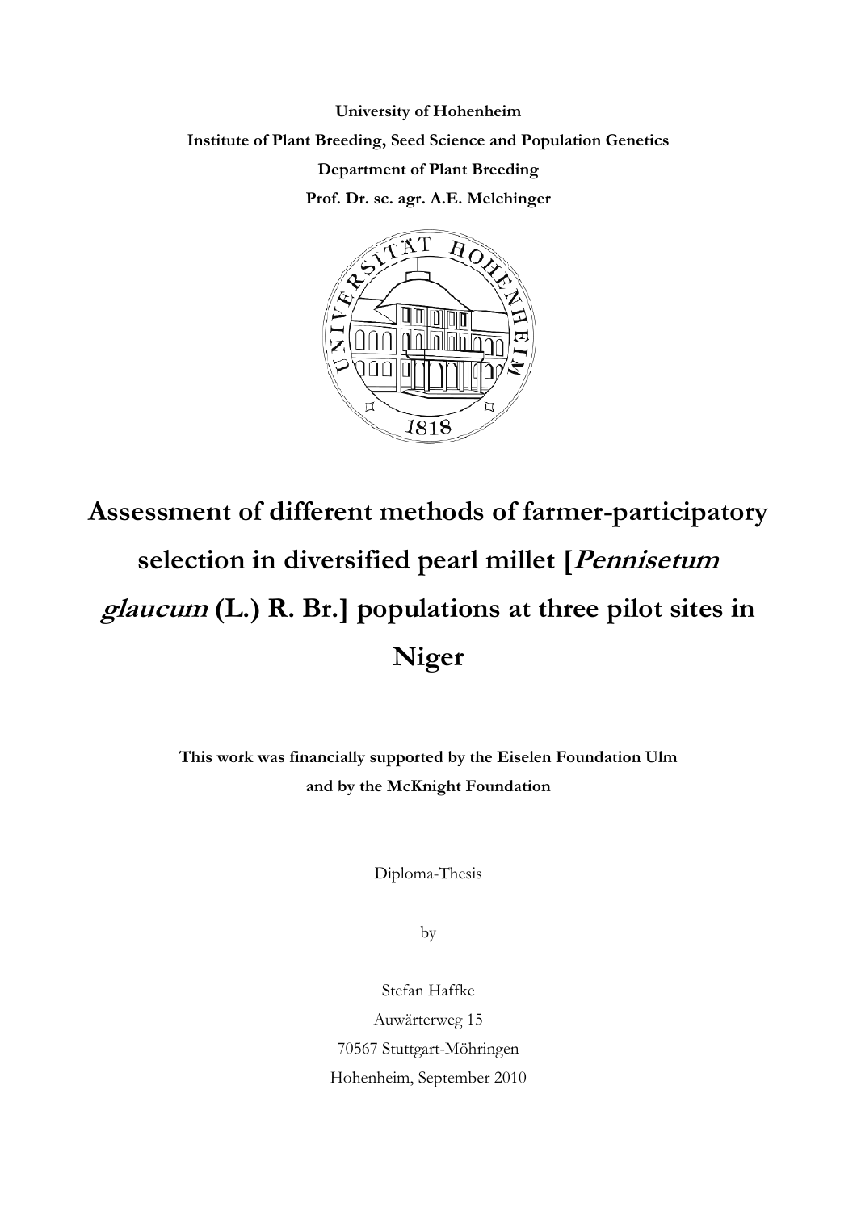**University of Hohenheim**

**Institute of Plant Breeding, Seed Science and Population Genetics**

**Department of Plant Breeding**

**Prof. Dr. sc. agr. A.E. Melchinger**

# Assessment of different methods of farmer-participatory selection in diversified pearl millet [*Pennisetum glaucum* (L.) R. Br.] populations at three pilot sites in Niger

**This work was financially supported by the Eiselen Foundation Ulm and by the McKnight Foundation**

Diploma-Thesis

by

Stefan Haffke

Auwärterweg 15

70567 Stuttgart-Möhringen

Hohenheim, September 2010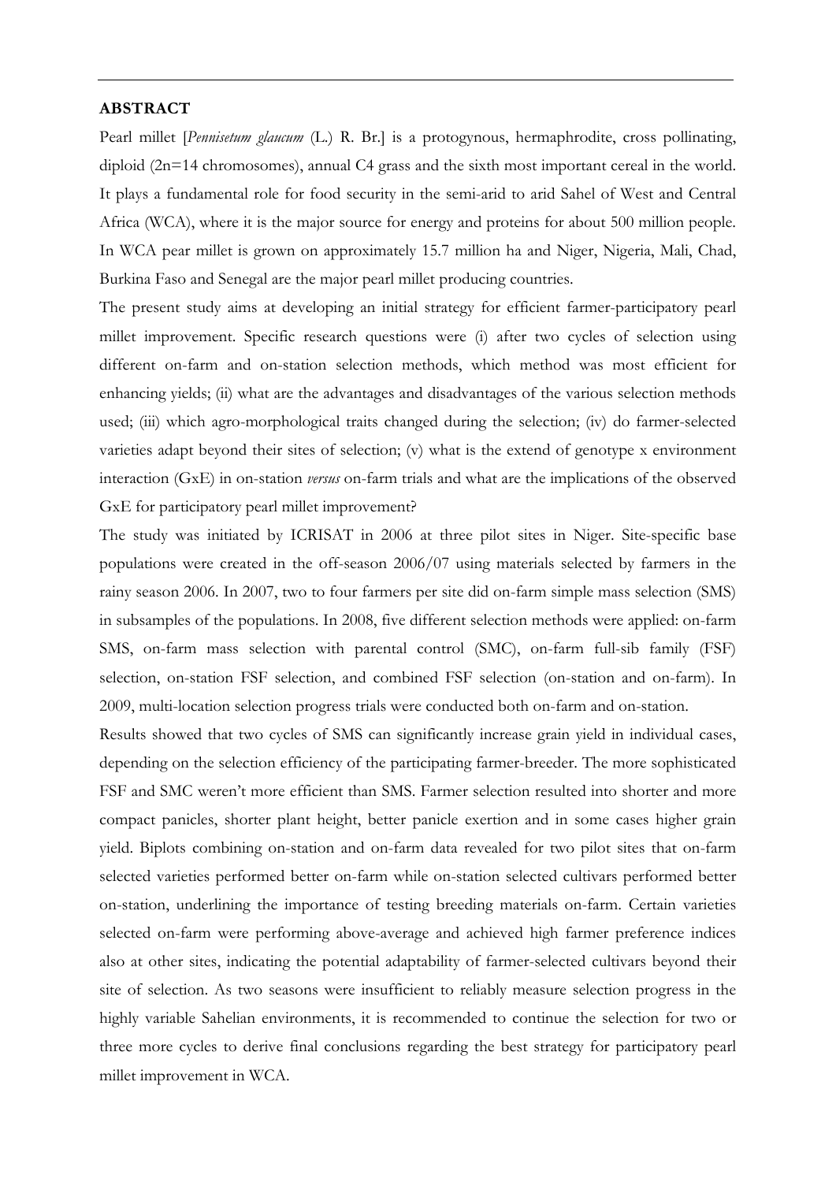## ABSTRACT

Pearl millet [*Pennisetum glaucum* (L.) R. Br.] is a protogynous, hermaphrodite, cross pollinating, diploid (2n=14 chromosomes), annual C4 grass and the sixth most important cereal in the world. It plays a fundamental role for food security in the semi-arid to arid Sahel of West and Central Africa (WCA), where it is the major source for energy and proteins for about 500 million people. In WCA pear millet is grown on approximately 15.7 million ha and Niger, Nigeria, Mali, Chad, Burkina Faso and Senegal are the major pearl millet producing countries.

The present study aims at developing an initial strategy for efficient farmer-participatory pearl millet improvement. Specific research questions were (i) after two cycles of selection using different on-farm and on-station selection methods, which method was most efficient for enhancing yields; (ii) what are the advantages and disadvantages of the various selection methods used; (iii) which agro-morphological traits changed during the selection; (iv) do farmer-selected varieties adapt beyond their sites of selection; (v) what is the extend of genotype x environment interaction (GxE) in on-station *versus* on-farm trials and what are the implications of the observed GxE for participatory pearl millet improvement?

The study was initiated by ICRISAT in 2006 at three pilot sites in Niger. Site-specific base populations were created in the off-season 2006/07 using materials selected by farmers in the rainy season 2006. In 2007, two to four farmers per site did on-farm simple mass selection (SMS) in subsamples of the populations. In 2008, five different selection methods were applied: on-farm SMS, on-farm mass selection with parental control (SMC), on-farm full-sib family (FSF) selection, on-station FSF selection, and combined FSF selection (on-station and on-farm). In 2009, multi-location selection progress trials were conducted both on-farm and on-station.

Results showed that two cycles of SMS can significantly increase grain yield in individual cases, depending on the selection efficiency of the participating farmer-breeder. The more sophisticated FSF and SMC weren't more efficient than SMS. Farmer selection resulted into shorter and more compact panicles, shorter plant height, better panicle exertion and in some cases higher grain yield. Biplots combining on-station and on-farm data revealed for two pilot sites that on-farm selected varieties performed better on-farm while on-station selected cultivars performed better on-station, underlining the importance of testing breeding materials on-farm. Certain varieties selected on-farm were performing above-average and achieved high farmer preference indices also at other sites, indicating the potential adaptability of farmer-selected cultivars beyond their site of selection. As two seasons were insufficient to reliably measure selection progress in the highly variable Sahelian environments, it is recommended to continue the selection for two or three more cycles to derive final conclusions regarding the best strategy for participatory pearl millet improvement in WCA.